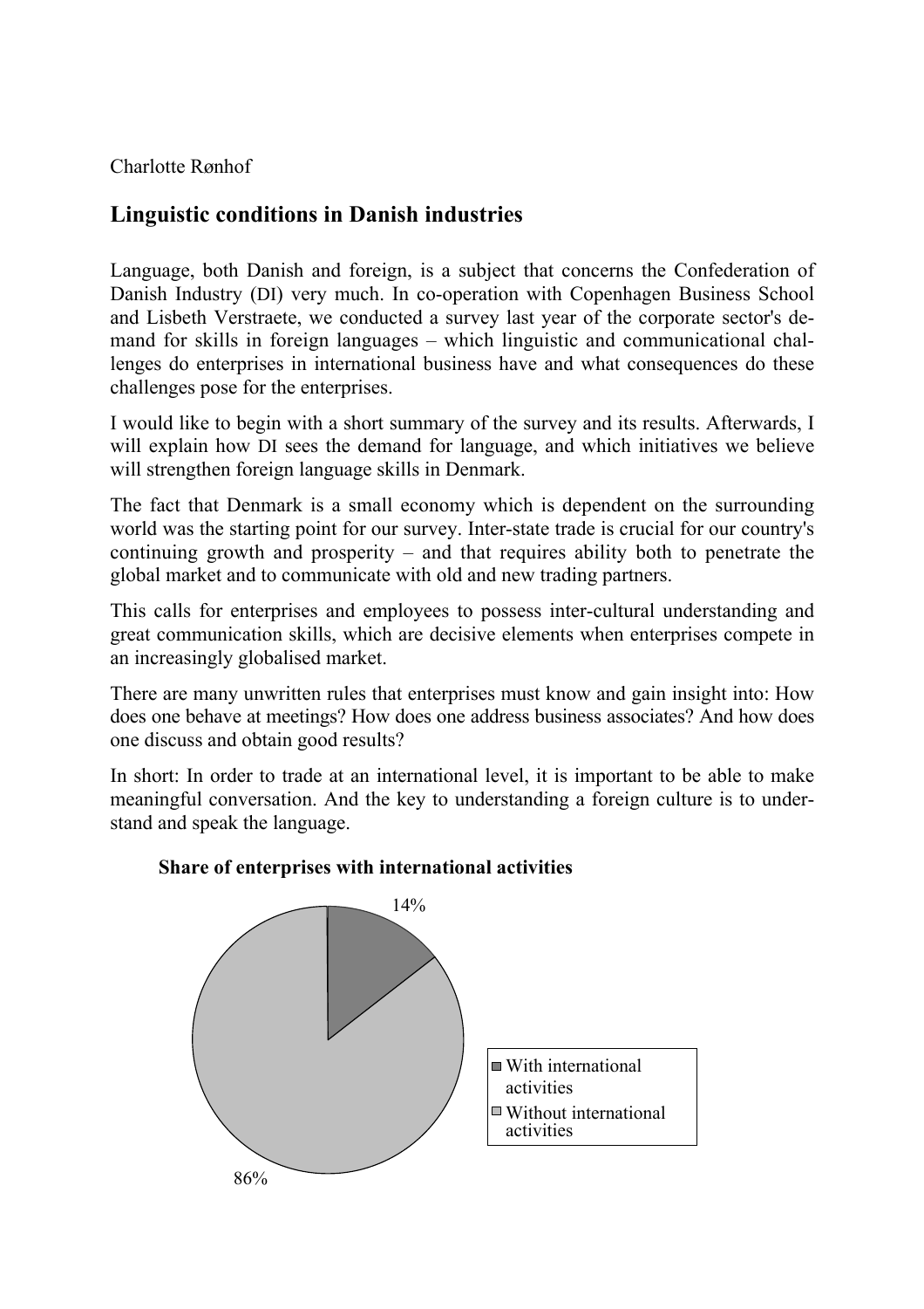Charlotte Rønhof

## Linguistic conditions in Danish industries

Language, both Danish and foreign, is a subject that concerns the Confederation of Danish Industry (DI) very much. In co-operation with Copenhagen Business School and Lisbeth Verstraete, we conducted a survey last year of the corporate sector's demand for skills in foreign languages – which linguistic and communicational challenges do enterprises in international business have and what consequences do these challenges pose for the enterprises.

I would like to begin with a short summary of the survey and its results. Afterwards, I will explain how DI sees the demand for language, and which initiatives we believe will strengthen foreign language skills in Denmark.

The fact that Denmark is a small economy which is dependent on the surrounding world was the starting point for our survey. Inter-state trade is crucial for our country's continuing growth and prosperity – and that requires ability both to penetrate the global market and to communicate with old and new trading partners.

This calls for enterprises and employees to possess inter-cultural understanding and great communication skills, which are decisive elements when enterprises compete in an increasingly globalised market.

There are many unwritten rules that enterprises must know and gain insight into: How does one behave at meetings? How does one address business associates? And how does one discuss and obtain good results?

In short: In order to trade at an international level, it is important to be able to make meaningful conversation. And the key to understanding a foreign culture is to understand and speak the language.

**Share of enterprises with international activities**

14%

86%

- With international activities
- Without international activities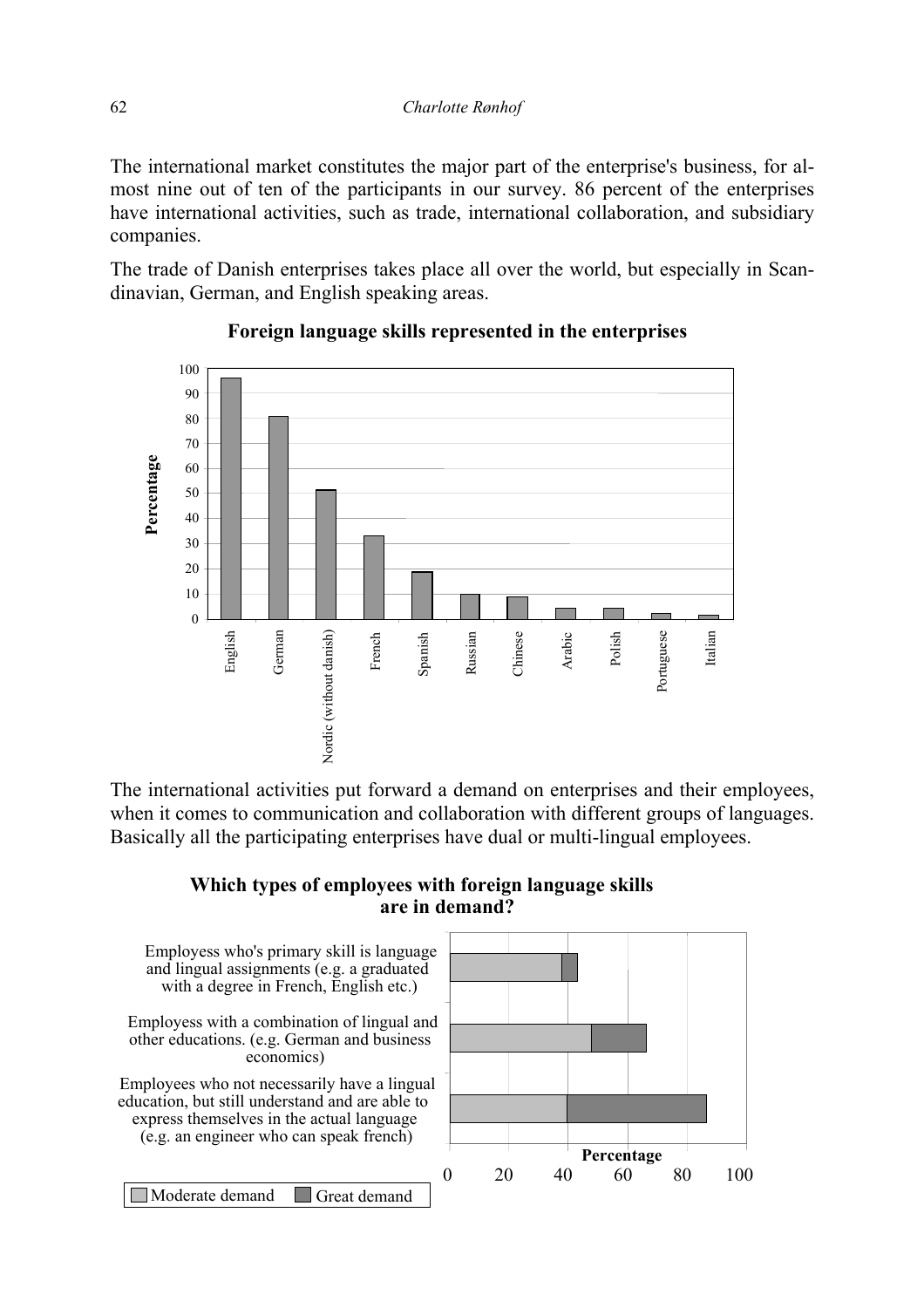The international market constitutes the major part of the enterprise's business, for almost nine out of ten of the participants in our survey. 86 percent of the enterprises have international activities, such as trade, international collaboration, and subsidiary companies.

The trade of Danish enterprises takes place all over the world, but especially in Scandinavian, German, and English speaking areas.

**Foreign language skills represented in the enterprises**

The international activities put forward a demand on enterprises and their employees, when it comes to communication and collaboration with different groups of languages. Basically all the participating enterprises have dual or multi-lingual employees.

**Which types of employees with foreign language skills are in demand?**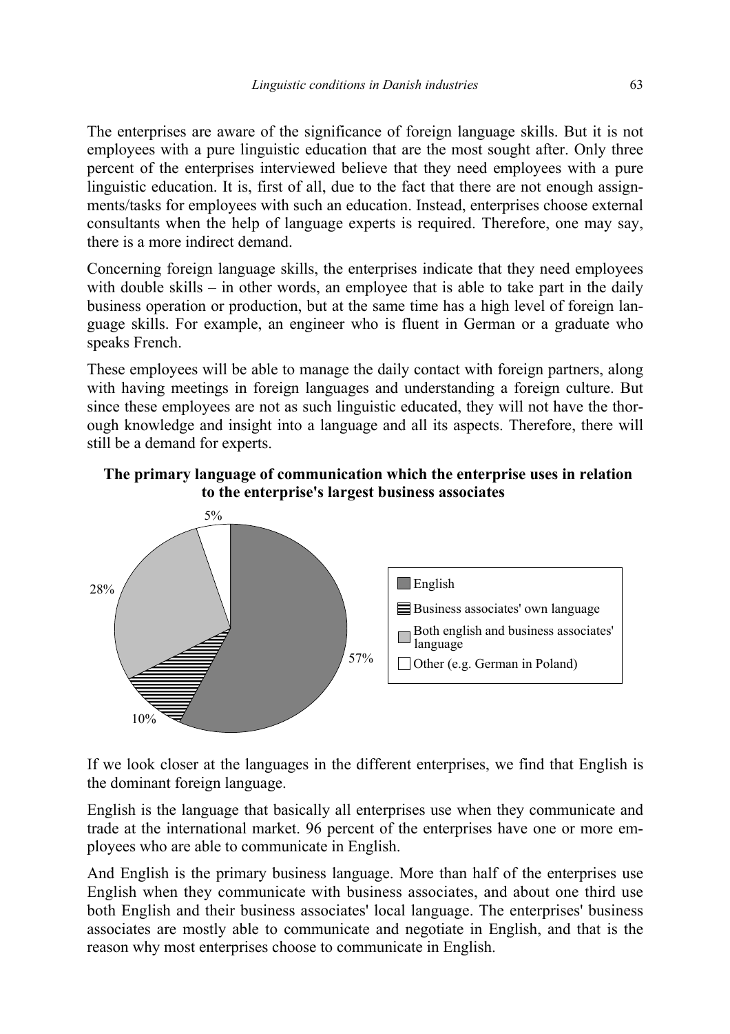The enterprises are aware of the significance of foreign language skills. But it is not employees with a pure linguistic education that are the most sought after. Only three percent of the enterprises interviewed believe that they need employees with a pure linguistic education. It is, first of all, due to the fact that there are not enough assignments/tasks for employees with such an education. Instead, enterprises choose external consultants when the help of language experts is required. Therefore, one may say, there is a more indirect demand.

Concerning foreign language skills, the enterprises indicate that they need employees with double skills – in other words, an employee that is able to take part in the daily business operation or production, but at the same time has a high level of foreign language skills. For example, an engineer who is fluent in German or a graduate who speaks French.

These employees will be able to manage the daily contact with foreign partners, along with having meetings in foreign languages and understanding a foreign culture. But since these employees are not as such linguistic educated, they will not have the thorough knowledge and insight into a language and all its aspects. Therefore, there will still be a demand for experts.

**The primary language of communication which the enterprise uses in relation to the enterprise's largest business associates**

| Language | Share |
|---|---|
| English | 57% |
| Business associates' own language | 10% |
| Both english and business associates' language | 28% |
| Other (e.g. German in Poland) | 5% |

If we look closer at the languages in the different enterprises, we find that English is the dominant foreign language.

English is the language that basically all enterprises use when they communicate and trade at the international market. 96 percent of the enterprises have one or more employees who are able to communicate in English.

And English is the primary business language. More than half of the enterprises use English when they communicate with business associates, and about one third use both English and their business associates' local language. The enterprises' business associates are mostly able to communicate and negotiate in English, and that is the reason why most enterprises choose to communicate in English.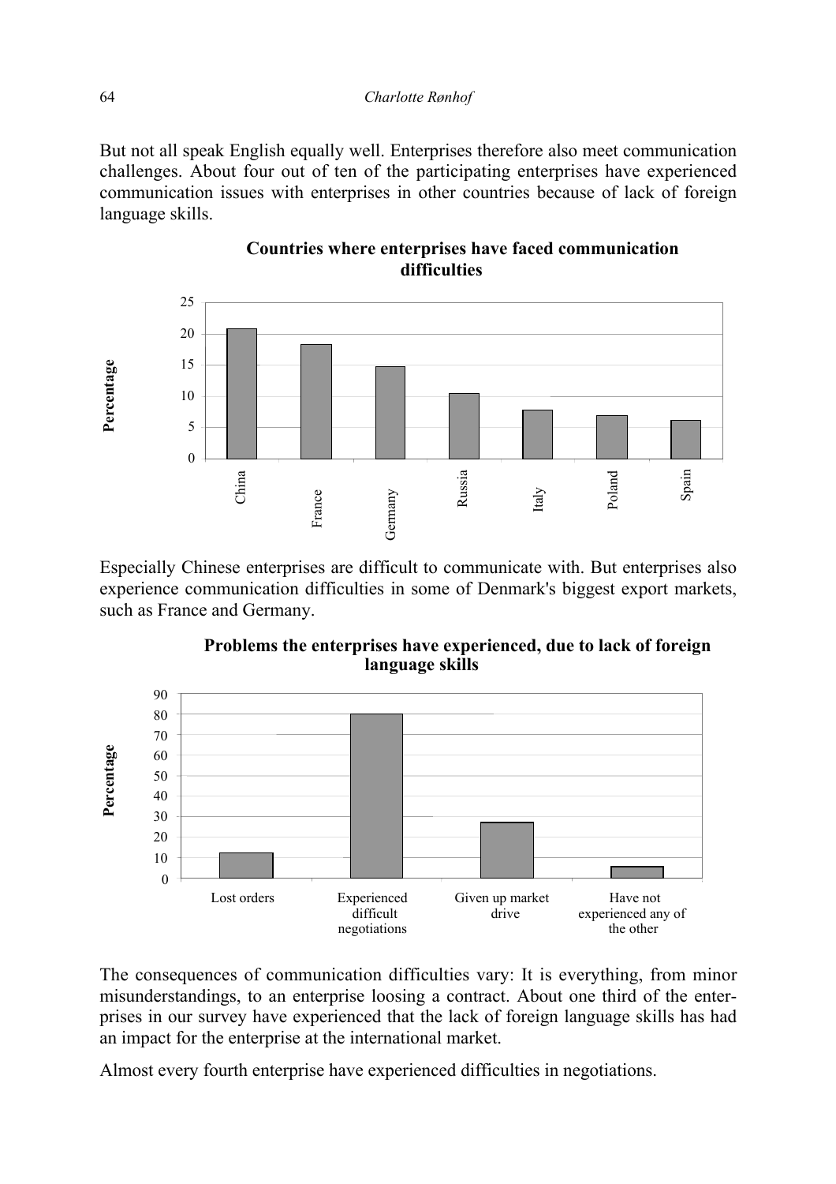But not all speak English equally well. Enterprises therefore also meet communication challenges. About four out of ten of the participating enterprises have experienced communication issues with enterprises in other countries because of lack of foreign language skills.

**Countries where enterprises have faced communication difficulties**

Especially Chinese enterprises are difficult to communicate with. But enterprises also experience communication difficulties in some of Denmark's biggest export markets, such as France and Germany.

**Problems the enterprises have experienced, due to lack of foreign language skills**

The consequences of communication difficulties vary: It is everything, from minor misunderstandings, to an enterprise loosing a contract. About one third of the enterprises in our survey have experienced that the lack of foreign language skills has had an impact for the enterprise at the international market.

Almost every fourth enterprise have experienced difficulties in negotiations.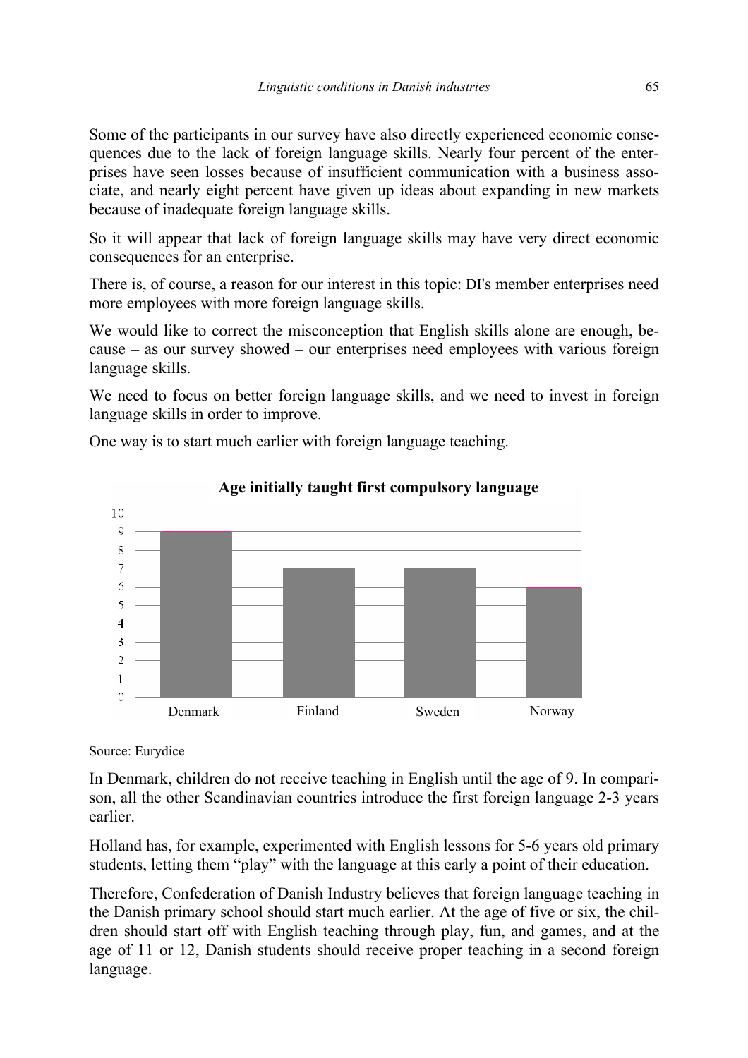Some of the participants in our survey have also directly experienced economic consequences due to the lack of foreign language skills. Nearly four percent of the enterprises have seen losses because of insufficient communication with a business associate, and nearly eight percent have given up ideas about expanding in new markets because of inadequate foreign language skills.

So it will appear that lack of foreign language skills may have very direct economic consequences for an enterprise.

There is, of course, a reason for our interest in this topic: DI's member enterprises need more employees with more foreign language skills.

We would like to correct the misconception that English skills alone are enough, because – as our survey showed – our enterprises need employees with various foreign language skills.

We need to focus on better foreign language skills, and we need to invest in foreign language skills in order to improve.

One way is to start much earlier with foreign language teaching.

**Age initially taught first compulsory language**

| Country | Age |
|---|---|
| Denmark | 9 |
| Finland | 7 |
| Sweden | 7 |
| Norway | 6 |

Source: Eurydice

In Denmark, children do not receive teaching in English until the age of 9. In comparison, all the other Scandinavian countries introduce the first foreign language 2-3 years earlier.

Holland has, for example, experimented with English lessons for 5-6 years old primary students, letting them "play" with the language at this early a point of their education.

Therefore, Confederation of Danish Industry believes that foreign language teaching in the Danish primary school should start much earlier. At the age of five or six, the children should start off with English teaching through play, fun, and games, and at the age of 11 or 12, Danish students should receive proper teaching in a second foreign language.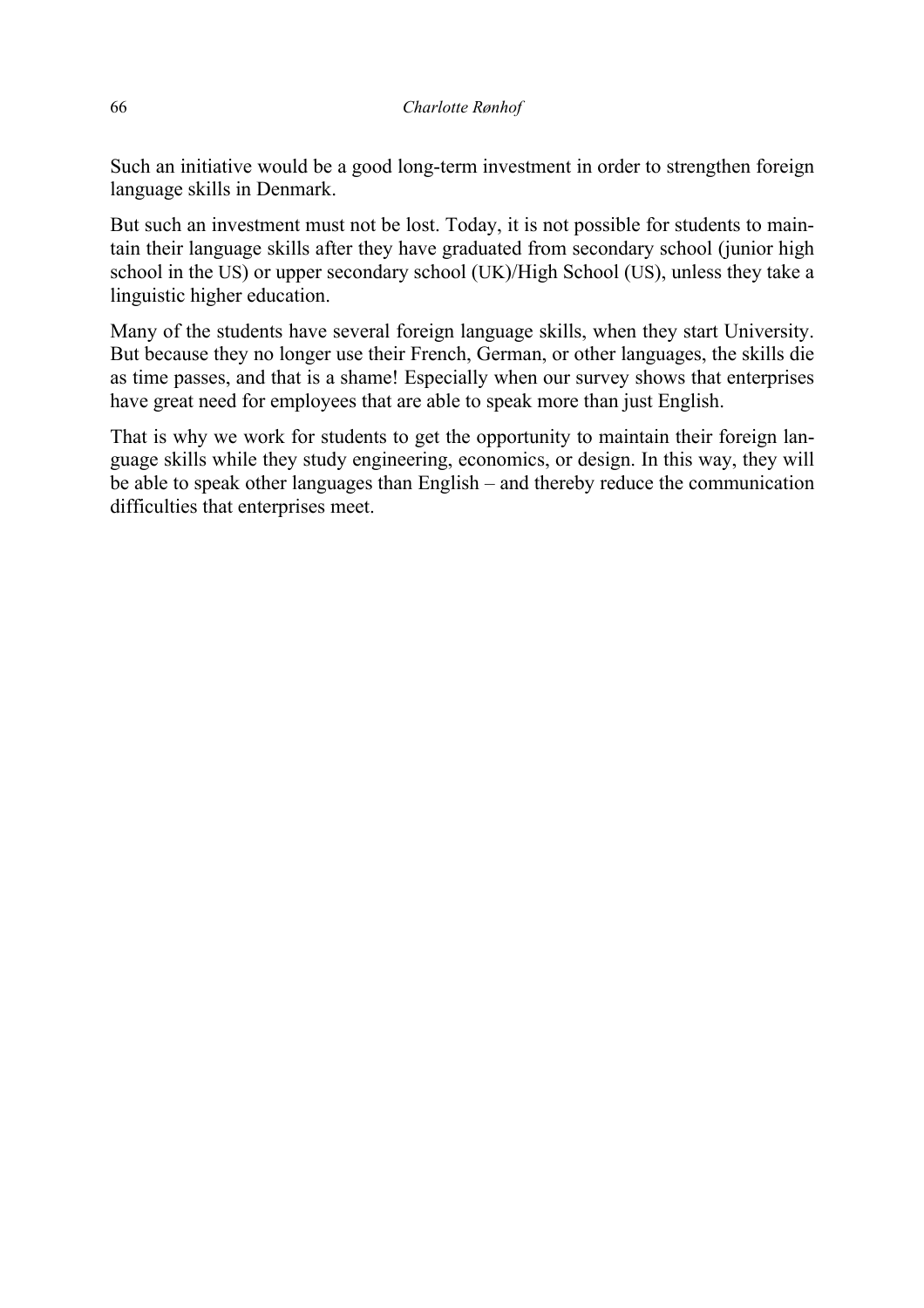Such an initiative would be a good long-term investment in order to strengthen foreign language skills in Denmark.

But such an investment must not be lost. Today, it is not possible for students to maintain their language skills after they have graduated from secondary school (junior high school in the US) or upper secondary school (UK)/High School (US), unless they take a linguistic higher education.

Many of the students have several foreign language skills, when they start University. But because they no longer use their French, German, or other languages, the skills die as time passes, and that is a shame! Especially when our survey shows that enterprises have great need for employees that are able to speak more than just English.

That is why we work for students to get the opportunity to maintain their foreign language skills while they study engineering, economics, or design. In this way, they will be able to speak other languages than English – and thereby reduce the communication difficulties that enterprises meet.